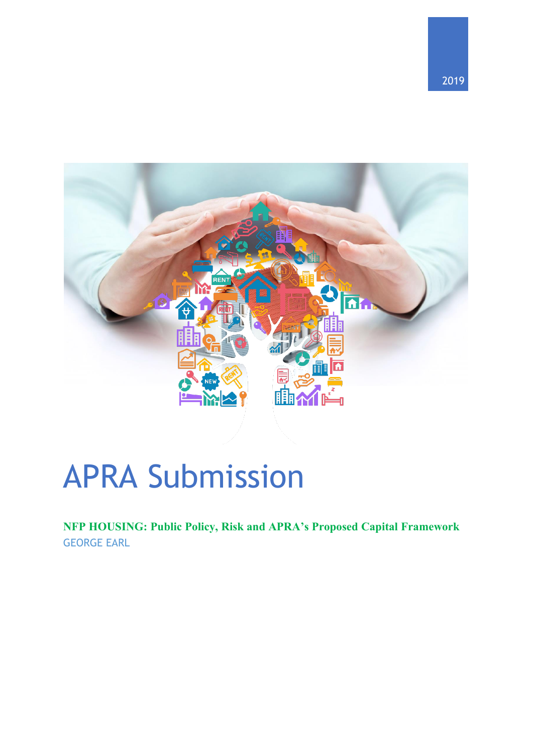2019

# APRA Submission

**NFP HOUSING: Public Policy, Risk and APRA's Proposed Capital Framework**

GEORGE EARL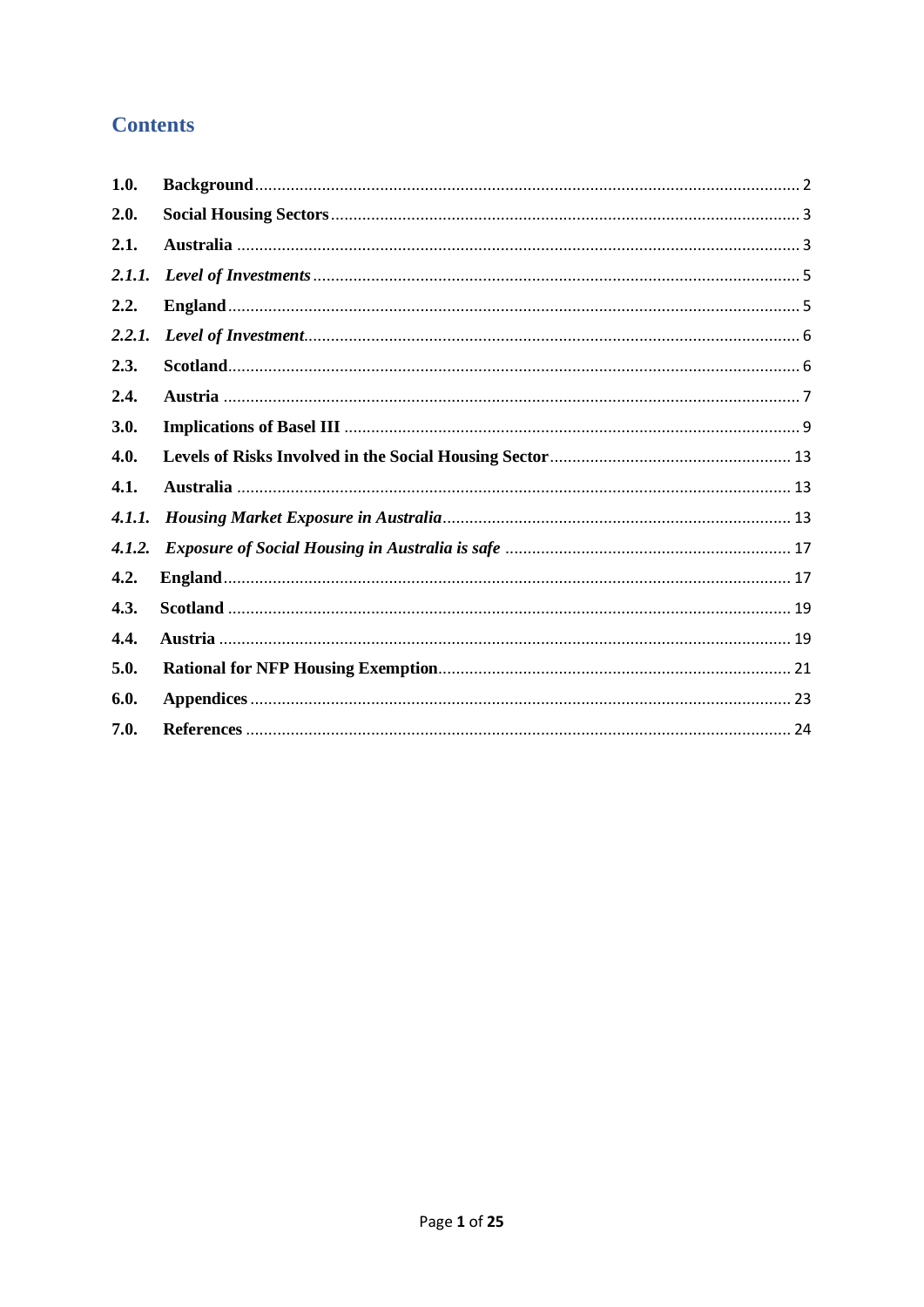# Contents

| | | |
|---|---|---|
| **1.0.** | **Background** | 2 |
| **2.0.** | **Social Housing Sectors** | 3 |
| **2.1.** | **Australia** | 3 |
| ***2.1.1.*** | ***Level of Investments*** | 5 |
| **2.2.** | **England** | 5 |
| ***2.2.1.*** | ***Level of Investment*** | 6 |
| **2.3.** | **Scotland** | 6 |
| **2.4.** | **Austria** | 7 |
| **3.0.** | **Implications of Basel III** | 9 |
| **4.0.** | **Levels of Risks Involved in the Social Housing Sector** | 13 |
| **4.1.** | **Australia** | 13 |
| ***4.1.1.*** | ***Housing Market Exposure in Australia*** | 13 |
| ***4.1.2.*** | ***Exposure of Social Housing in Australia is safe*** | 17 |
| **4.2.** | **England** | 17 |
| **4.3.** | **Scotland** | 19 |
| **4.4.** | **Austria** | 19 |
| **5.0.** | **Rational for NFP Housing Exemption** | 21 |
| **6.0.** | **Appendices** | 23 |
| **7.0.** | **References** | 24 |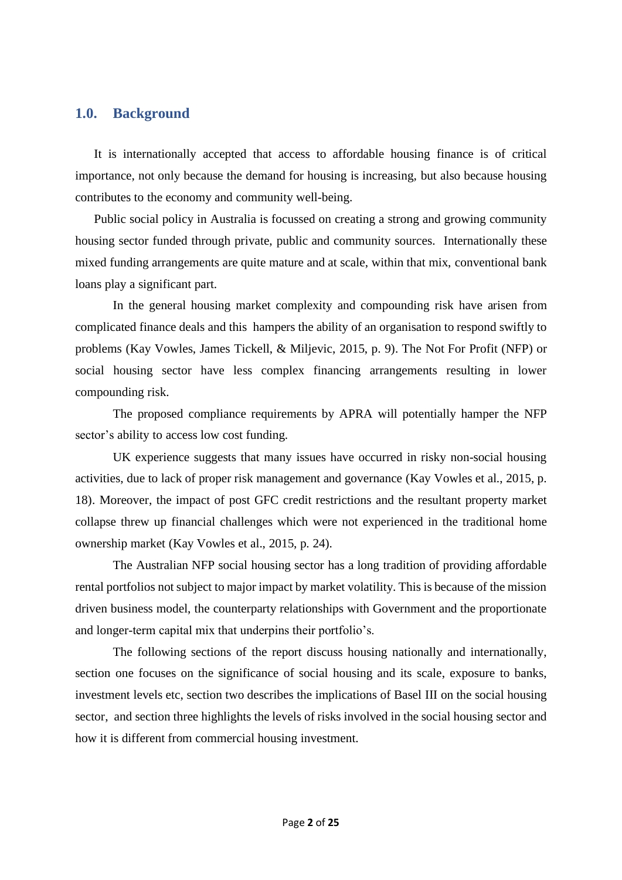## 1.0. Background

It is internationally accepted that access to affordable housing finance is of critical importance, not only because the demand for housing is increasing, but also because housing contributes to the economy and community well-being.

Public social policy in Australia is focussed on creating a strong and growing community housing sector funded through private, public and community sources. Internationally these mixed funding arrangements are quite mature and at scale, within that mix, conventional bank loans play a significant part.

In the general housing market complexity and compounding risk have arisen from complicated finance deals and this hampers the ability of an organisation to respond swiftly to problems (Kay Vowles, James Tickell, & Miljevic, 2015, p. 9). The Not For Profit (NFP) or social housing sector have less complex financing arrangements resulting in lower compounding risk.

The proposed compliance requirements by APRA will potentially hamper the NFP sector's ability to access low cost funding.

UK experience suggests that many issues have occurred in risky non-social housing activities, due to lack of proper risk management and governance (Kay Vowles et al., 2015, p. 18). Moreover, the impact of post GFC credit restrictions and the resultant property market collapse threw up financial challenges which were not experienced in the traditional home ownership market (Kay Vowles et al., 2015, p. 24).

The Australian NFP social housing sector has a long tradition of providing affordable rental portfolios not subject to major impact by market volatility. This is because of the mission driven business model, the counterparty relationships with Government and the proportionate and longer-term capital mix that underpins their portfolio's.

The following sections of the report discuss housing nationally and internationally, section one focuses on the significance of social housing and its scale, exposure to banks, investment levels etc, section two describes the implications of Basel III on the social housing sector, and section three highlights the levels of risks involved in the social housing sector and how it is different from commercial housing investment.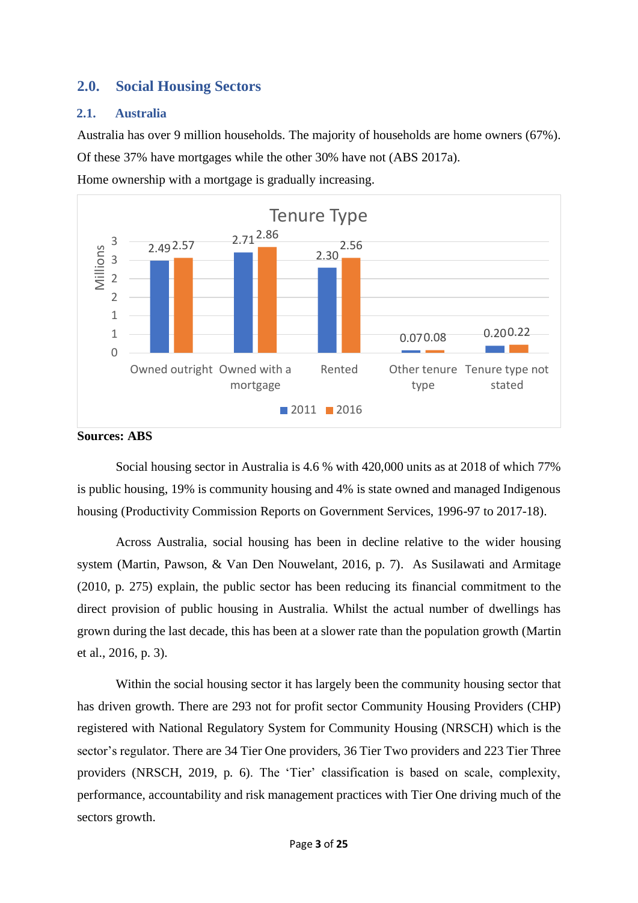## 2.0. Social Housing Sectors

### 2.1. Australia

Australia has over 9 million households. The majority of households are home owners (67%). Of these 37% have mortgages while the other 30% have not (ABS 2017a).

Home ownership with a mortgage is gradually increasing.

**Sources: ABS**

Social housing sector in Australia is 4.6 % with 420,000 units as at 2018 of which 77% is public housing, 19% is community housing and 4% is state owned and managed Indigenous housing (Productivity Commission Reports on Government Services, 1996-97 to 2017-18).

Across Australia, social housing has been in decline relative to the wider housing system (Martin, Pawson, & Van Den Nouwelant, 2016, p. 7). As Susilawati and Armitage (2010, p. 275) explain, the public sector has been reducing its financial commitment to the direct provision of public housing in Australia. Whilst the actual number of dwellings has grown during the last decade, this has been at a slower rate than the population growth (Martin et al., 2016, p. 3).

Within the social housing sector it has largely been the community housing sector that has driven growth. There are 293 not for profit sector Community Housing Providers (CHP) registered with National Regulatory System for Community Housing (NRSCH) which is the sector's regulator. There are 34 Tier One providers, 36 Tier Two providers and 223 Tier Three providers (NRSCH, 2019, p. 6). The 'Tier' classification is based on scale, complexity, performance, accountability and risk management practices with Tier One driving much of the sectors growth.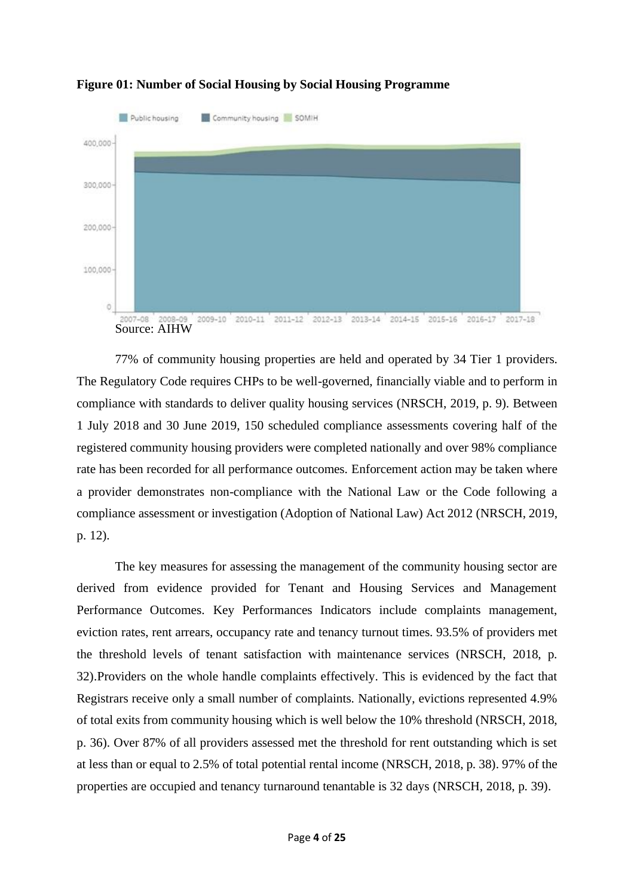**Figure 01: Number of Social Housing by Social Housing Programme**

Source: AIHW

77% of community housing properties are held and operated by 34 Tier 1 providers. The Regulatory Code requires CHPs to be well-governed, financially viable and to perform in compliance with standards to deliver quality housing services (NRSCH, 2019, p. 9). Between 1 July 2018 and 30 June 2019, 150 scheduled compliance assessments covering half of the registered community housing providers were completed nationally and over 98% compliance rate has been recorded for all performance outcomes. Enforcement action may be taken where a provider demonstrates non-compliance with the National Law or the Code following a compliance assessment or investigation (Adoption of National Law) Act 2012 (NRSCH, 2019, p. 12).

The key measures for assessing the management of the community housing sector are derived from evidence provided for Tenant and Housing Services and Management Performance Outcomes. Key Performances Indicators include complaints management, eviction rates, rent arrears, occupancy rate and tenancy turnout times. 93.5% of providers met the threshold levels of tenant satisfaction with maintenance services (NRSCH, 2018, p. 32).Providers on the whole handle complaints effectively. This is evidenced by the fact that Registrars receive only a small number of complaints. Nationally, evictions represented 4.9% of total exits from community housing which is well below the 10% threshold (NRSCH, 2018, p. 36). Over 87% of all providers assessed met the threshold for rent outstanding which is set at less than or equal to 2.5% of total potential rental income (NRSCH, 2018, p. 38). 97% of the properties are occupied and tenancy turnaround tenantable is 32 days (NRSCH, 2018, p. 39).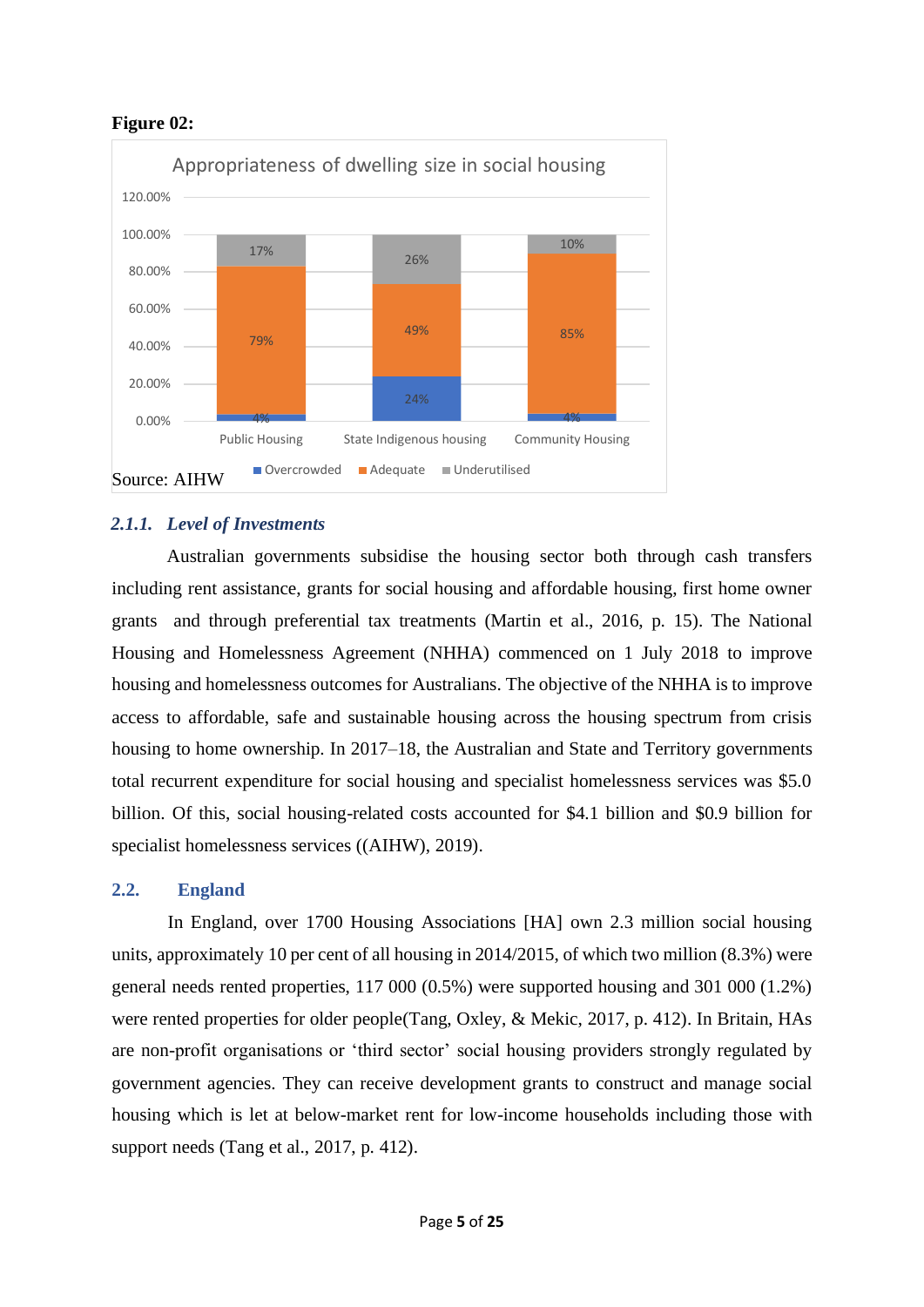**Figure 02:**

| | Overcrowded | Adequate | Underutilised |
|---|---|---|---|
| Public Housing | 4% | 79% | 17% |
| State Indigenous housing | 24% | 49% | 26% |
| Community Housing | 4% | 85% | 10% |

Appropriateness of dwelling size in social housing

Source: AIHW

### *2.1.1. Level of Investments*

Australian governments subsidise the housing sector both through cash transfers including rent assistance, grants for social housing and affordable housing, first home owner grants and through preferential tax treatments (Martin et al., 2016, p. 15). The National Housing and Homelessness Agreement (NHHA) commenced on 1 July 2018 to improve housing and homelessness outcomes for Australians. The objective of the NHHA is to improve access to affordable, safe and sustainable housing across the housing spectrum from crisis housing to home ownership. In 2017–18, the Australian and State and Territory governments total recurrent expenditure for social housing and specialist homelessness services was $5.0 billion. Of this, social housing-related costs accounted for $4.1 billion and $0.9 billion for specialist homelessness services ((AIHW), 2019).

## 2.2. England

In England, over 1700 Housing Associations [HA] own 2.3 million social housing units, approximately 10 per cent of all housing in 2014/2015, of which two million (8.3%) were general needs rented properties, 117 000 (0.5%) were supported housing and 301 000 (1.2%) were rented properties for older people(Tang, Oxley, & Mekic, 2017, p. 412). In Britain, HAs are non-profit organisations or 'third sector' social housing providers strongly regulated by government agencies. They can receive development grants to construct and manage social housing which is let at below-market rent for low-income households including those with support needs (Tang et al., 2017, p. 412).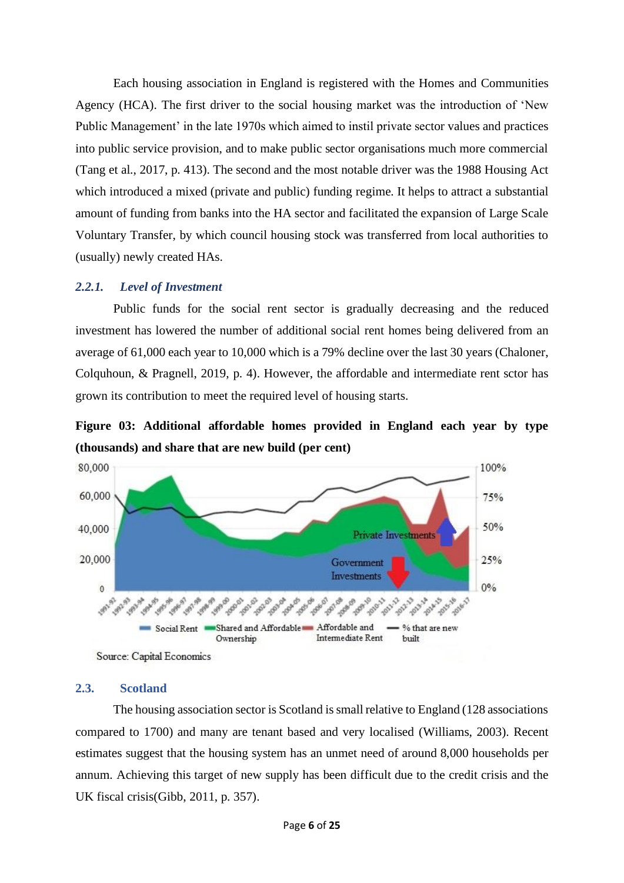Each housing association in England is registered with the Homes and Communities Agency (HCA). The first driver to the social housing market was the introduction of 'New Public Management' in the late 1970s which aimed to instil private sector values and practices into public service provision, and to make public sector organisations much more commercial (Tang et al., 2017, p. 413). The second and the most notable driver was the 1988 Housing Act which introduced a mixed (private and public) funding regime. It helps to attract a substantial amount of funding from banks into the HA sector and facilitated the expansion of Large Scale Voluntary Transfer, by which council housing stock was transferred from local authorities to (usually) newly created HAs.

### *2.2.1. Level of Investment*

Public funds for the social rent sector is gradually decreasing and the reduced investment has lowered the number of additional social rent homes being delivered from an average of 61,000 each year to 10,000 which is a 79% decline over the last 30 years (Chaloner, Colquhoun, & Pragnell, 2019, p. 4). However, the affordable and intermediate rent sctor has grown its contribution to meet the required level of housing starts.

**Figure 03: Additional affordable homes provided in England each year by type (thousands) and share that are new build (per cent)**

Source: Capital Economics

## 2.3. Scotland

The housing association sector is Scotland is small relative to England (128 associations compared to 1700) and many are tenant based and very localised (Williams, 2003). Recent estimates suggest that the housing system has an unmet need of around 8,000 households per annum. Achieving this target of new supply has been difficult due to the credit crisis and the UK fiscal crisis(Gibb, 2011, p. 357).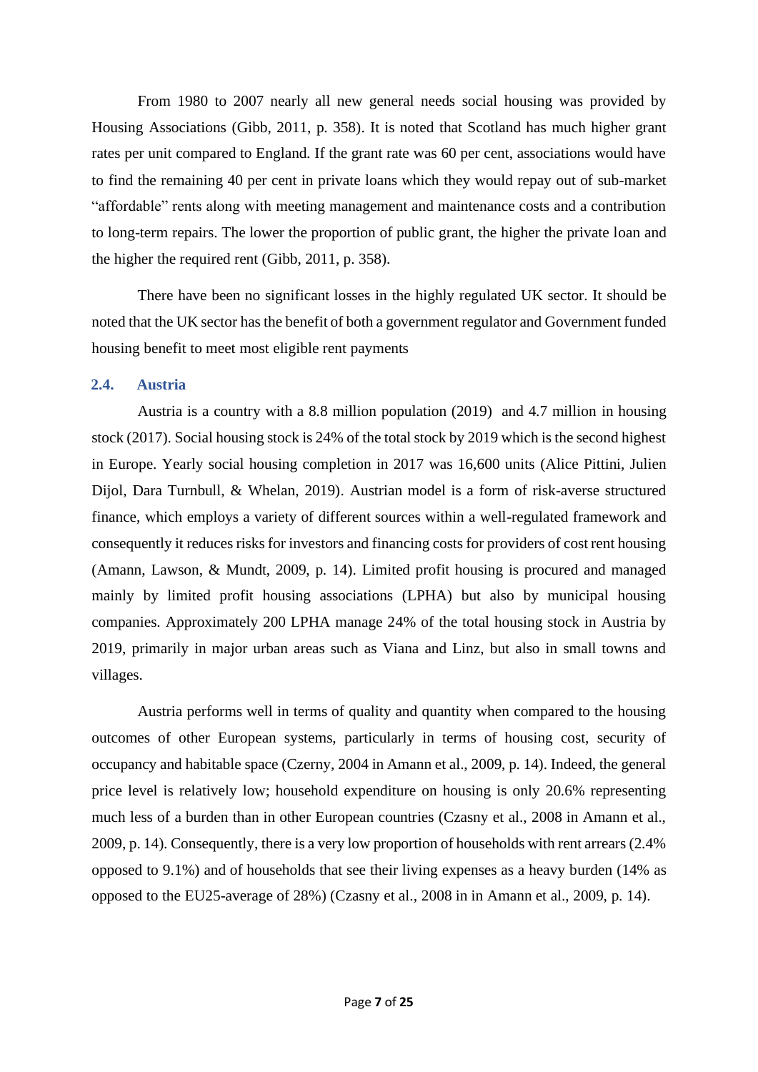From 1980 to 2007 nearly all new general needs social housing was provided by Housing Associations (Gibb, 2011, p. 358). It is noted that Scotland has much higher grant rates per unit compared to England. If the grant rate was 60 per cent, associations would have to find the remaining 40 per cent in private loans which they would repay out of sub-market "affordable" rents along with meeting management and maintenance costs and a contribution to long-term repairs. The lower the proportion of public grant, the higher the private loan and the higher the required rent (Gibb, 2011, p. 358).

There have been no significant losses in the highly regulated UK sector. It should be noted that the UK sector has the benefit of both a government regulator and Government funded housing benefit to meet most eligible rent payments

### 2.4. Austria

Austria is a country with a 8.8 million population (2019) and 4.7 million in housing stock (2017). Social housing stock is 24% of the total stock by 2019 which is the second highest in Europe. Yearly social housing completion in 2017 was 16,600 units (Alice Pittini, Julien Dijol, Dara Turnbull, & Whelan, 2019). Austrian model is a form of risk-averse structured finance, which employs a variety of different sources within a well-regulated framework and consequently it reduces risks for investors and financing costs for providers of cost rent housing (Amann, Lawson, & Mundt, 2009, p. 14). Limited profit housing is procured and managed mainly by limited profit housing associations (LPHA) but also by municipal housing companies. Approximately 200 LPHA manage 24% of the total housing stock in Austria by 2019, primarily in major urban areas such as Viana and Linz, but also in small towns and villages.

Austria performs well in terms of quality and quantity when compared to the housing outcomes of other European systems, particularly in terms of housing cost, security of occupancy and habitable space (Czerny, 2004 in Amann et al., 2009, p. 14). Indeed, the general price level is relatively low; household expenditure on housing is only 20.6% representing much less of a burden than in other European countries (Czasny et al., 2008 in Amann et al., 2009, p. 14). Consequently, there is a very low proportion of households with rent arrears (2.4% opposed to 9.1%) and of households that see their living expenses as a heavy burden (14% as opposed to the EU25-average of 28%) (Czasny et al., 2008 in in Amann et al., 2009, p. 14).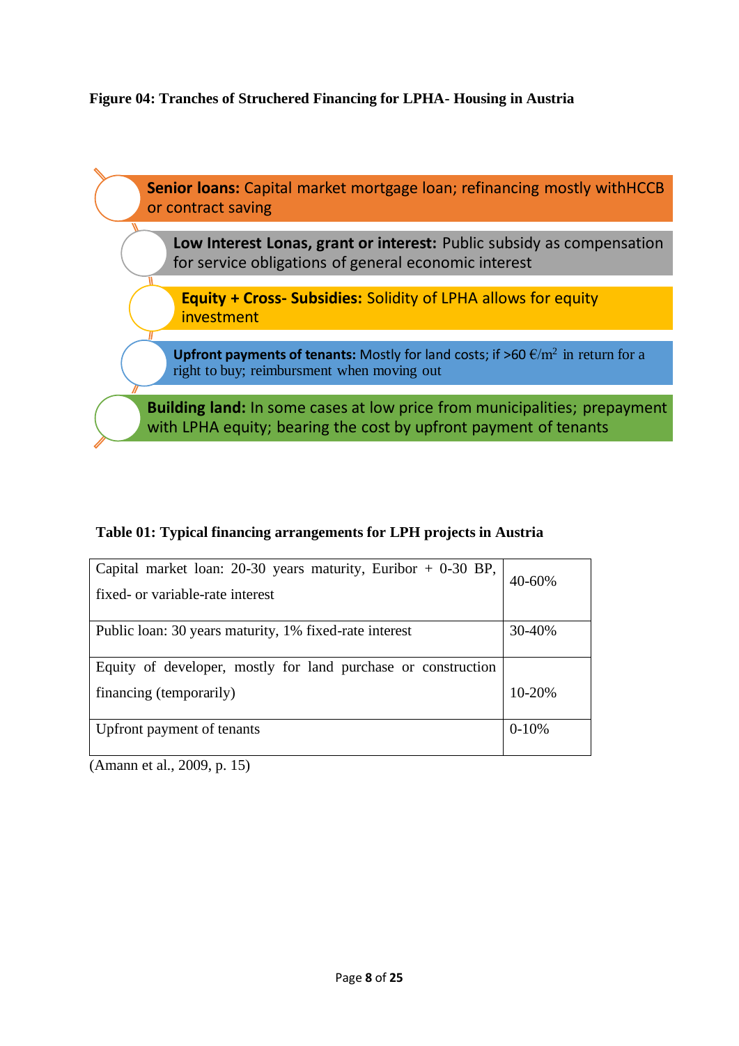**Figure 04: Tranches of Struchered Financing for LPHA- Housing in Austria**

**Senior loans:** Capital market mortgage loan; refinancing mostly withHCCB or contract saving

**Low Interest Lonas, grant or interest:** Public subsidy as compensation for service obligations of general economic interest

**Equity + Cross- Subsidies:** Solidity of LPHA allows for equity investment

**Upfront payments of tenants:** Mostly for land costs; if >60 €/m$^2$ in return for a right to buy; reimbursment when moving out

**Building land:** In some cases at low price from municipalities; prepayment with LPHA equity; bearing the cost by upfront payment of tenants

**Table 01: Typical financing arrangements for LPH projects in Austria**

| | |
|---|---|
| Capital market loan: 20-30 years maturity, Euribor + 0-30 BP, fixed- or variable-rate interest | 40-60% |
| Public loan: 30 years maturity, 1% fixed-rate interest | 30-40% |
| Equity of developer, mostly for land purchase or construction financing (temporarily) | 10-20% |
| Upfront payment of tenants | 0-10% |

(Amann et al., 2009, p. 15)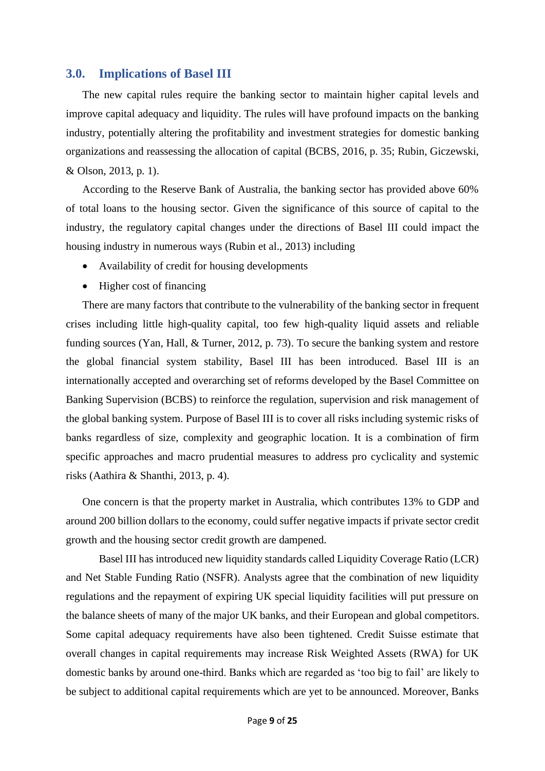## 3.0. Implications of Basel III

The new capital rules require the banking sector to maintain higher capital levels and improve capital adequacy and liquidity. The rules will have profound impacts on the banking industry, potentially altering the profitability and investment strategies for domestic banking organizations and reassessing the allocation of capital (BCBS, 2016, p. 35; Rubin, Giczewski, & Olson, 2013, p. 1).

According to the Reserve Bank of Australia, the banking sector has provided above 60% of total loans to the housing sector. Given the significance of this source of capital to the industry, the regulatory capital changes under the directions of Basel III could impact the housing industry in numerous ways (Rubin et al., 2013) including

- Availability of credit for housing developments
- Higher cost of financing

There are many factors that contribute to the vulnerability of the banking sector in frequent crises including little high-quality capital, too few high-quality liquid assets and reliable funding sources (Yan, Hall, & Turner, 2012, p. 73). To secure the banking system and restore the global financial system stability, Basel III has been introduced. Basel III is an internationally accepted and overarching set of reforms developed by the Basel Committee on Banking Supervision (BCBS) to reinforce the regulation, supervision and risk management of the global banking system. Purpose of Basel III is to cover all risks including systemic risks of banks regardless of size, complexity and geographic location. It is a combination of firm specific approaches and macro prudential measures to address pro cyclicality and systemic risks (Aathira & Shanthi, 2013, p. 4).

One concern is that the property market in Australia, which contributes 13% to GDP and around 200 billion dollars to the economy, could suffer negative impacts if private sector credit growth and the housing sector credit growth are dampened.

Basel III has introduced new liquidity standards called Liquidity Coverage Ratio (LCR) and Net Stable Funding Ratio (NSFR). Analysts agree that the combination of new liquidity regulations and the repayment of expiring UK special liquidity facilities will put pressure on the balance sheets of many of the major UK banks, and their European and global competitors. Some capital adequacy requirements have also been tightened. Credit Suisse estimate that overall changes in capital requirements may increase Risk Weighted Assets (RWA) for UK domestic banks by around one-third. Banks which are regarded as 'too big to fail' are likely to be subject to additional capital requirements which are yet to be announced. Moreover, Banks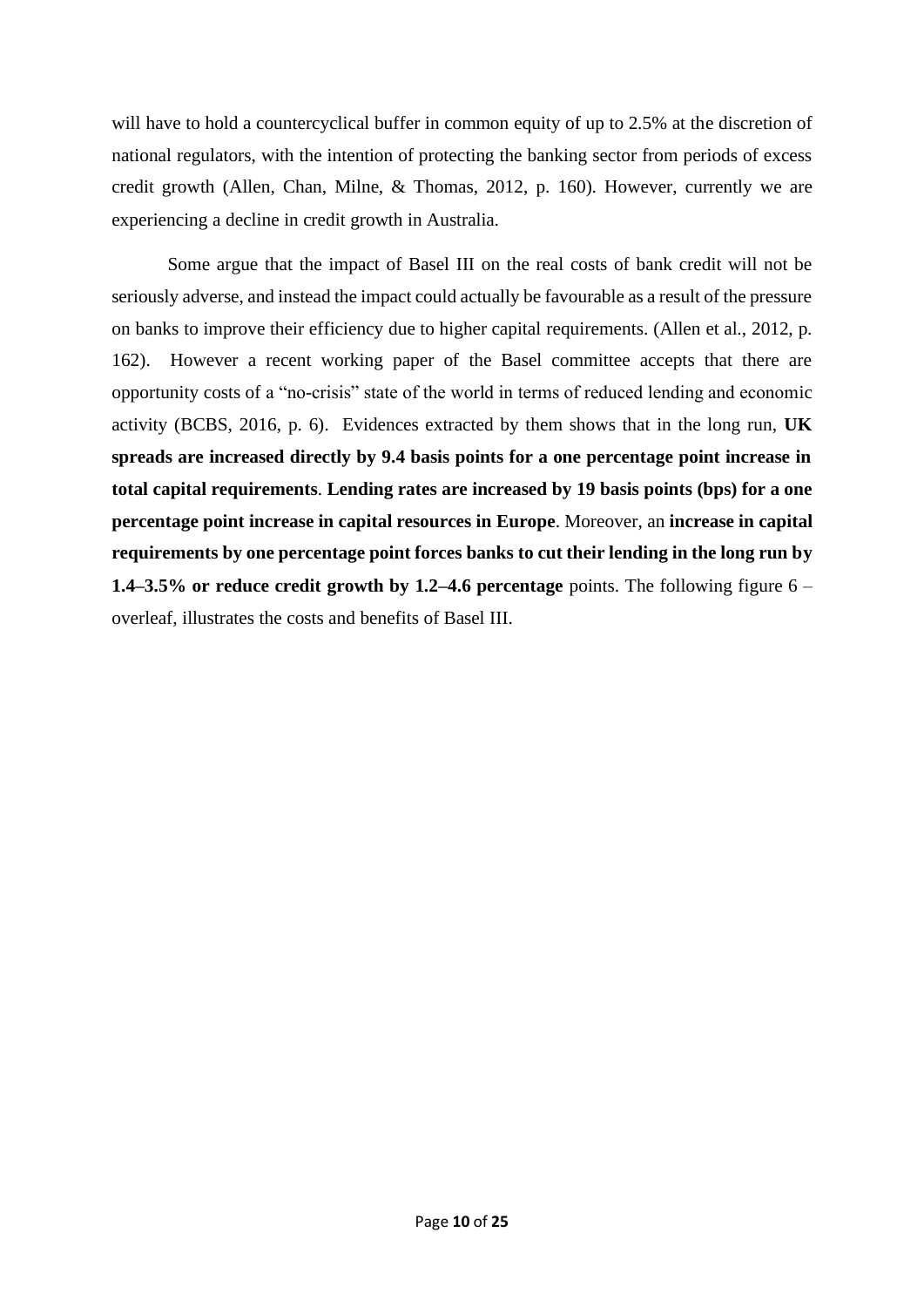will have to hold a countercyclical buffer in common equity of up to 2.5% at the discretion of national regulators, with the intention of protecting the banking sector from periods of excess credit growth (Allen, Chan, Milne, & Thomas, 2012, p. 160). However, currently we are experiencing a decline in credit growth in Australia.

Some argue that the impact of Basel III on the real costs of bank credit will not be seriously adverse, and instead the impact could actually be favourable as a result of the pressure on banks to improve their efficiency due to higher capital requirements. (Allen et al., 2012, p. 162). However a recent working paper of the Basel committee accepts that there are opportunity costs of a "no-crisis" state of the world in terms of reduced lending and economic activity (BCBS, 2016, p. 6). Evidences extracted by them shows that in the long run, **UK spreads are increased directly by 9.4 basis points for a one percentage point increase in total capital requirements**. **Lending rates are increased by 19 basis points (bps) for a one percentage point increase in capital resources in Europe**. Moreover, an **increase in capital requirements by one percentage point forces banks to cut their lending in the long run by 1.4–3.5% or reduce credit growth by 1.2–4.6 percentage** points. The following figure 6 – overleaf, illustrates the costs and benefits of Basel III.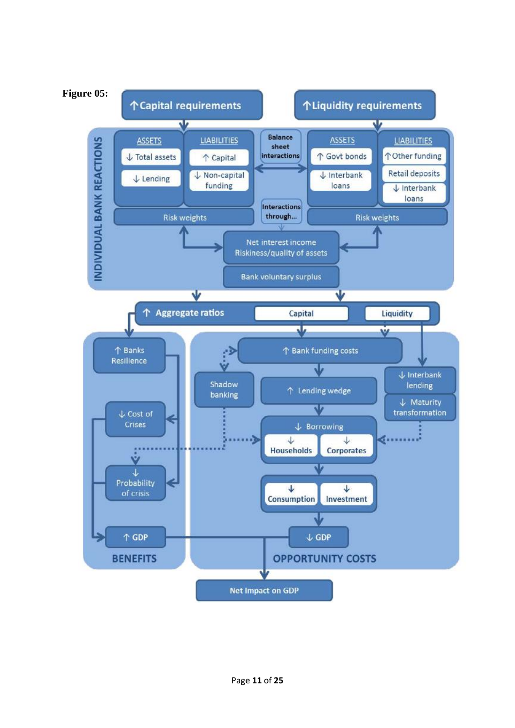**Figure 05:**

↑Capital requirements

↑Liquidity requirements

INDIVIDUAL BANK REACTIONS

ASSETS: ↓ Total assets; ↓ Lending

LIABILITIES: ↑ Capital; ↓ Non-capital funding

Balance sheet interactions

ASSETS: ↑ Govt bonds; ↓ Interbank loans

LIABILITIES: ↑Other funding; Retail deposits; ↓ Interbank loans

Risk weights

Interactions through...

Risk weights

Net interest income
Riskiness/quality of assets

Bank voluntary surplus

↑ Aggregate ratios — Capital — Liquidity

↑ Banks Resilience

↑ Bank funding costs

Shadow banking

↑ Lending wedge

↓ Interbank lending

↓ Maturity transformation

↓ Cost of Crises

↓ Borrowing: ↓ Households; ↓ Corporates

↓ Probability of crisis

↓ Consumption; ↓ Investment

↑ GDP

↓ GDP

BENEFITS

OPPORTUNITY COSTS

Net Impact on GDP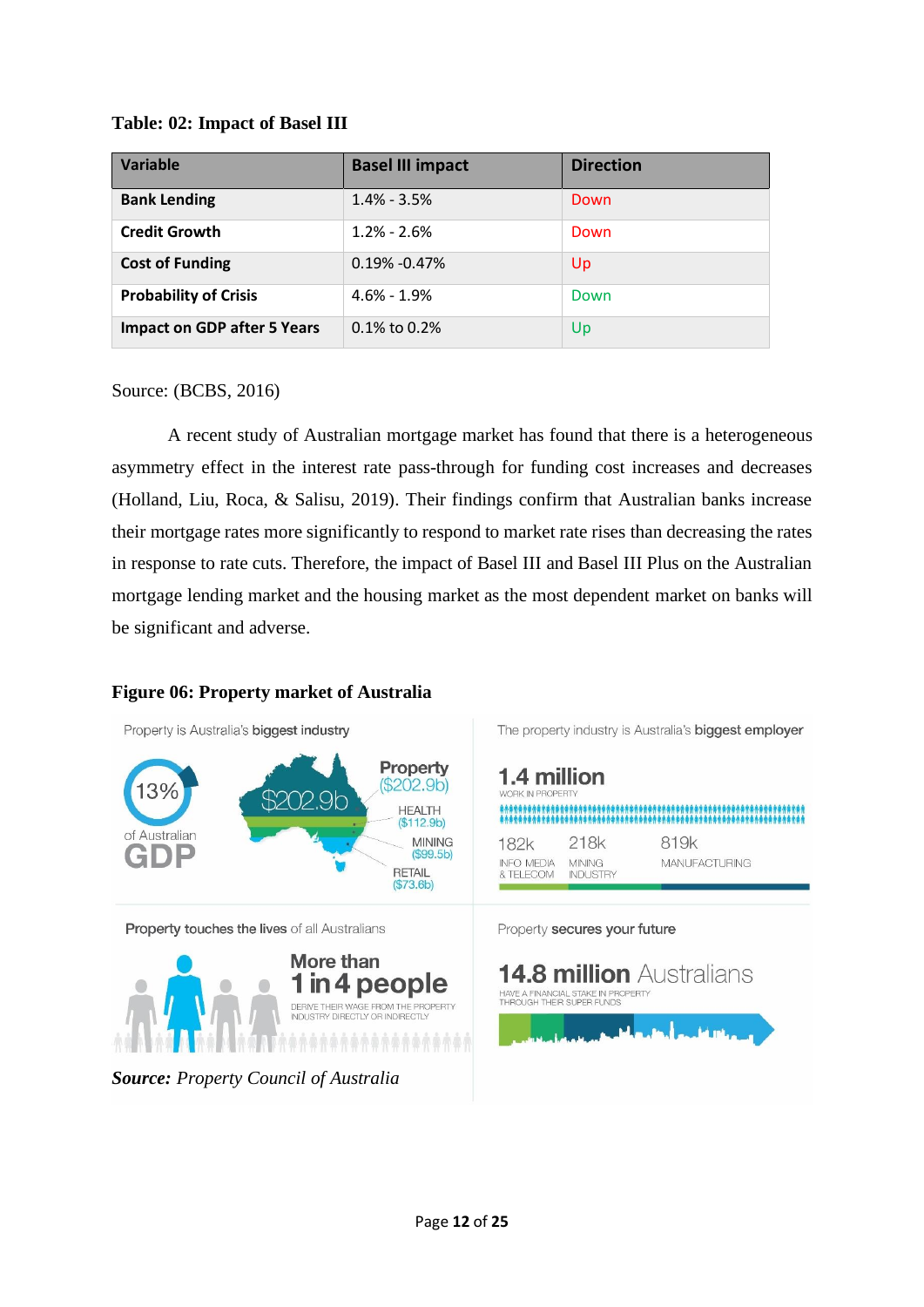**Table: 02: Impact of Basel III**

| Variable | Basel III impact | Direction |
|---|---|---|
| **Bank Lending** | 1.4% - 3.5% | Down |
| **Credit Growth** | 1.2% - 2.6% | Down |
| **Cost of Funding** | 0.19% -0.47% | Up |
| **Probability of Crisis** | 4.6% - 1.9% | Down |
| **Impact on GDP after 5 Years** | 0.1% to 0.2% | Up |

Source: (BCBS, 2016)

A recent study of Australian mortgage market has found that there is a heterogeneous asymmetry effect in the interest rate pass-through for funding cost increases and decreases (Holland, Liu, Roca, & Salisu, 2019). Their findings confirm that Australian banks increase their mortgage rates more significantly to respond to market rate rises than decreasing the rates in response to rate cuts. Therefore, the impact of Basel III and Basel III Plus on the Australian mortgage lending market and the housing market as the most dependent market on banks will be significant and adverse.

**Figure 06: Property market of Australia**

***Source:*** *Property Council of Australia*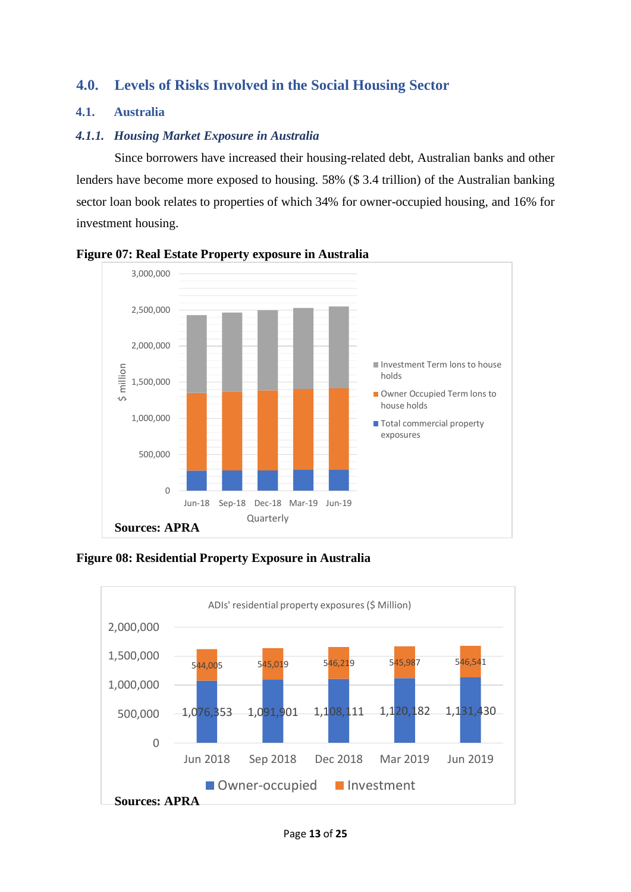## 4.0. Levels of Risks Involved in the Social Housing Sector

### 4.1. Australia

#### *4.1.1. Housing Market Exposure in Australia*

Since borrowers have increased their housing-related debt, Australian banks and other lenders have become more exposed to housing. 58% ($ 3.4 trillion) of the Australian banking sector loan book relates to properties of which 34% for owner-occupied housing, and 16% for investment housing.

**Figure 07: Real Estate Property exposure in Australia**

**Sources: APRA**

**Figure 08: Residential Property Exposure in Australia**

**Sources: APRA**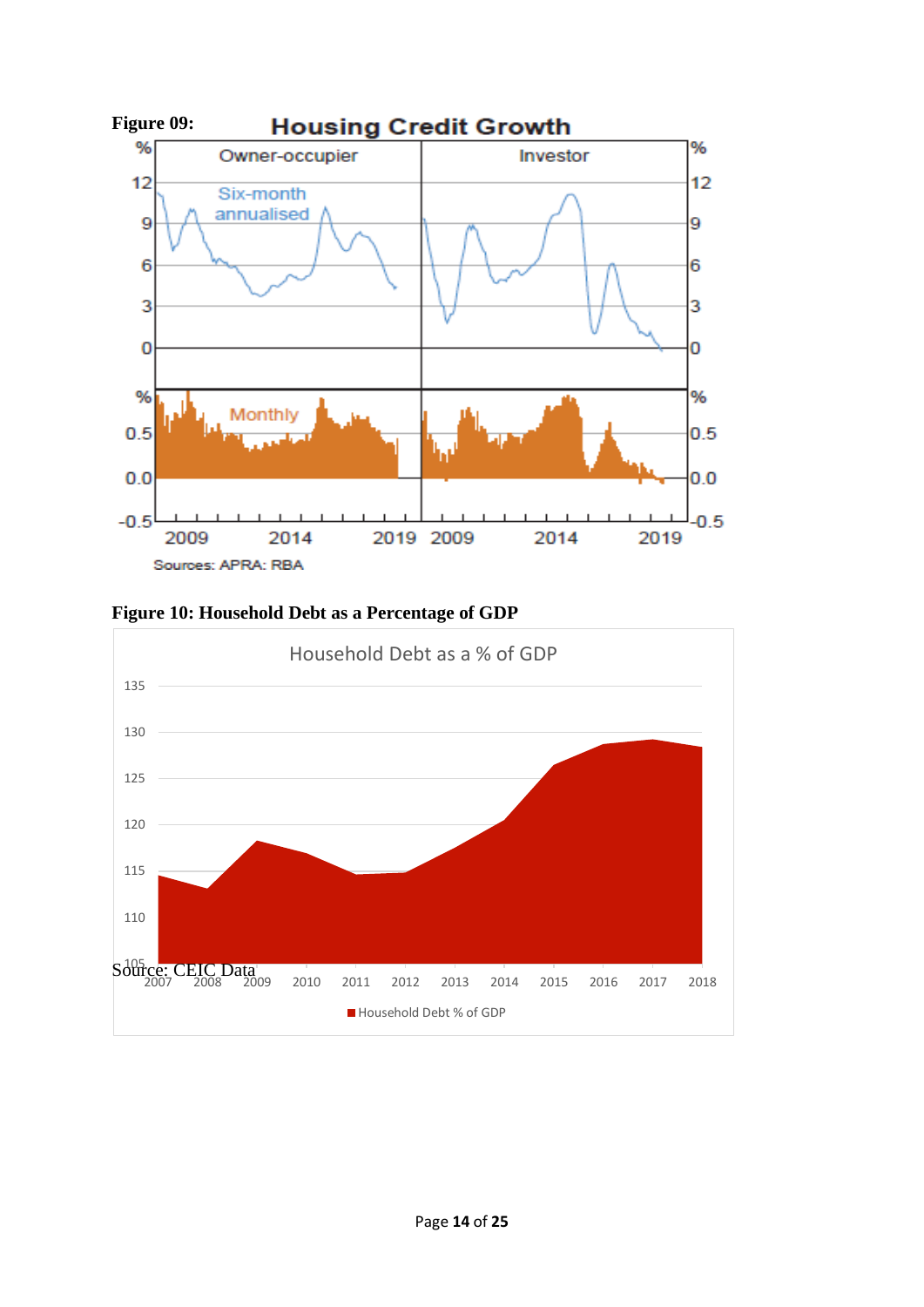**Figure 09:**

**Figure 10: Household Debt as a Percentage of GDP**

Source: CEIC Data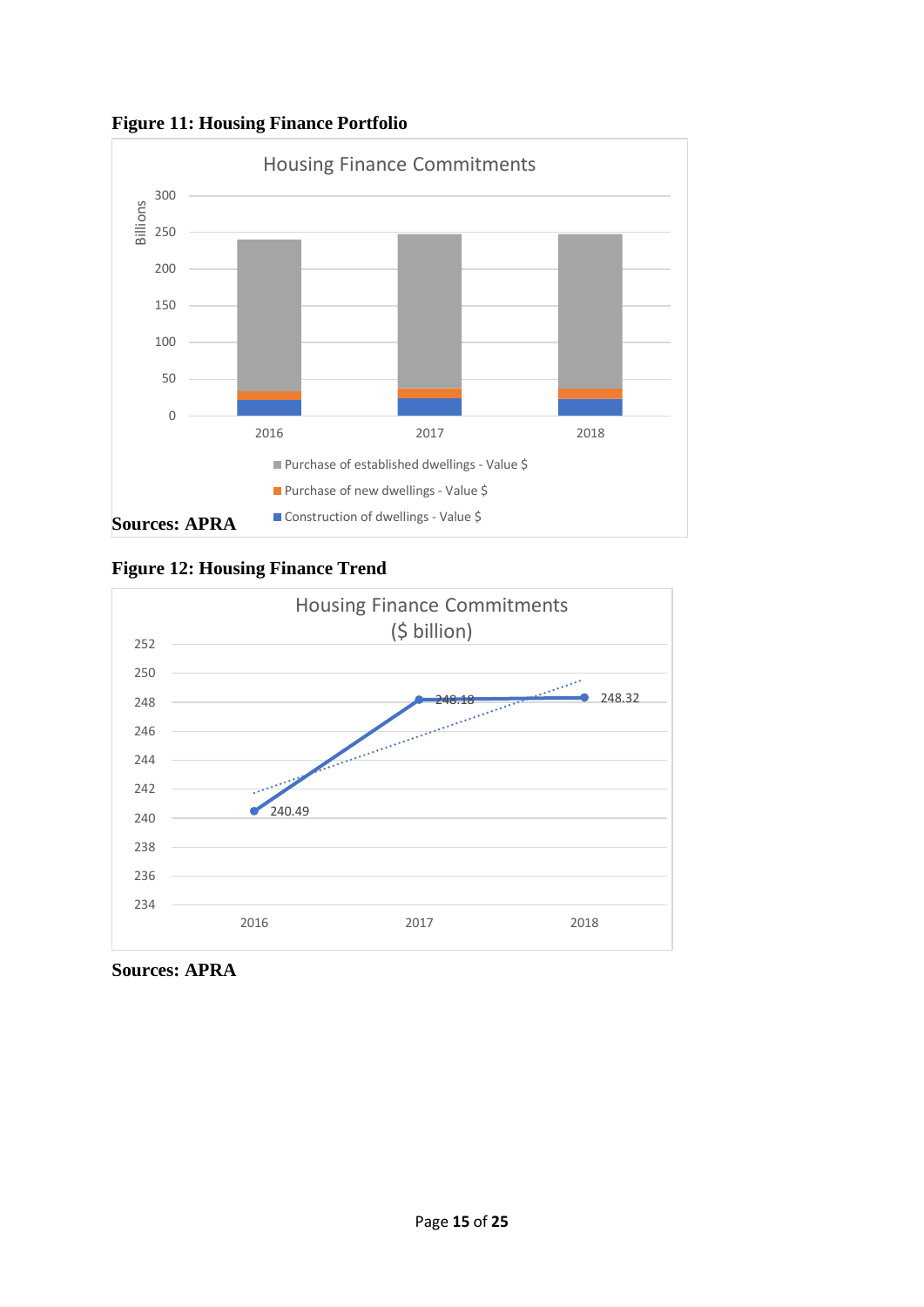**Figure 11: Housing Finance Portfolio**

**Sources: APRA**

**Figure 12: Housing Finance Trend**

**Sources: APRA**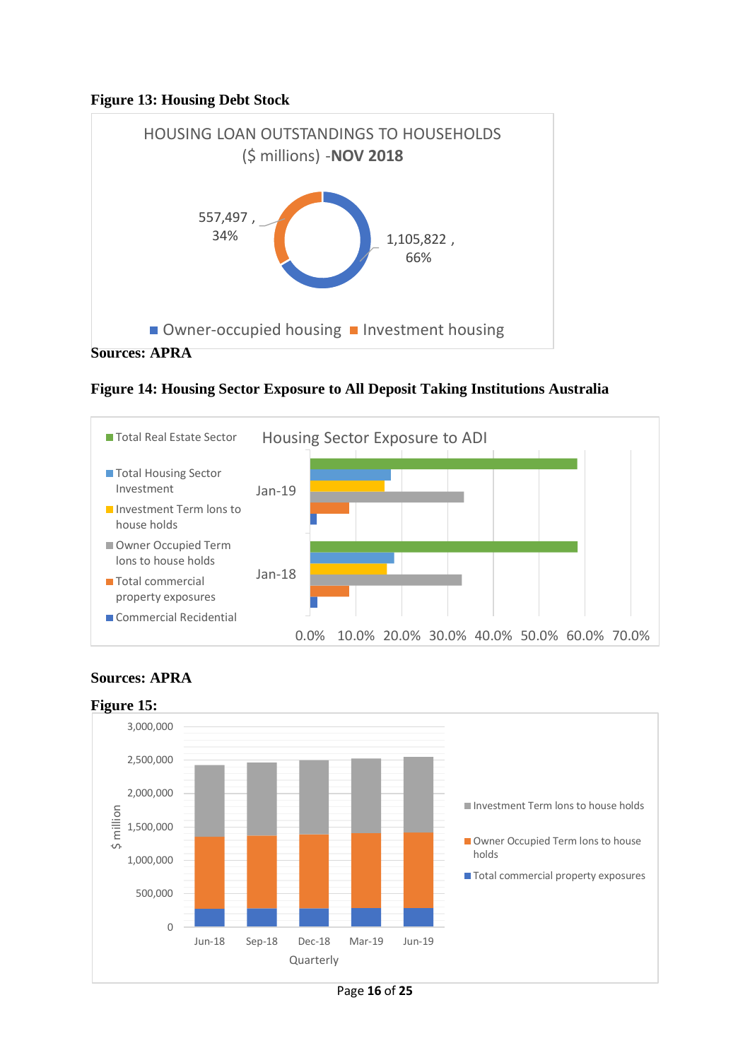**Figure 13: Housing Debt Stock**

HOUSING LOAN OUTSTANDINGS TO HOUSEHOLDS ($ millions) -**NOV 2018**

557,497 , 34%

1,105,822 , 66%

Owner-occupied housing  Investment housing

**Sources: APRA**

**Figure 14: Housing Sector Exposure to All Deposit Taking Institutions Australia**

Housing Sector Exposure to ADI

Total Real Estate Sector

Total Housing Sector Investment

Investment Term lons to house holds

Owner Occupied Term lons to house holds

Total commercial property exposures

Commercial Recidential

Jan-19

Jan-18

0.0% 10.0% 20.0% 30.0% 40.0% 50.0% 60.0% 70.0%

**Sources: APRA**

**Figure 15:**

$ million

3,000,000
2,500,000
2,000,000
1,500,000
1,000,000
500,000
0

Jun-18 Sep-18 Dec-18 Mar-19 Jun-19

Quarterly

Investment Term lons to house holds

Owner Occupied Term lons to house holds

Total commercial property exposures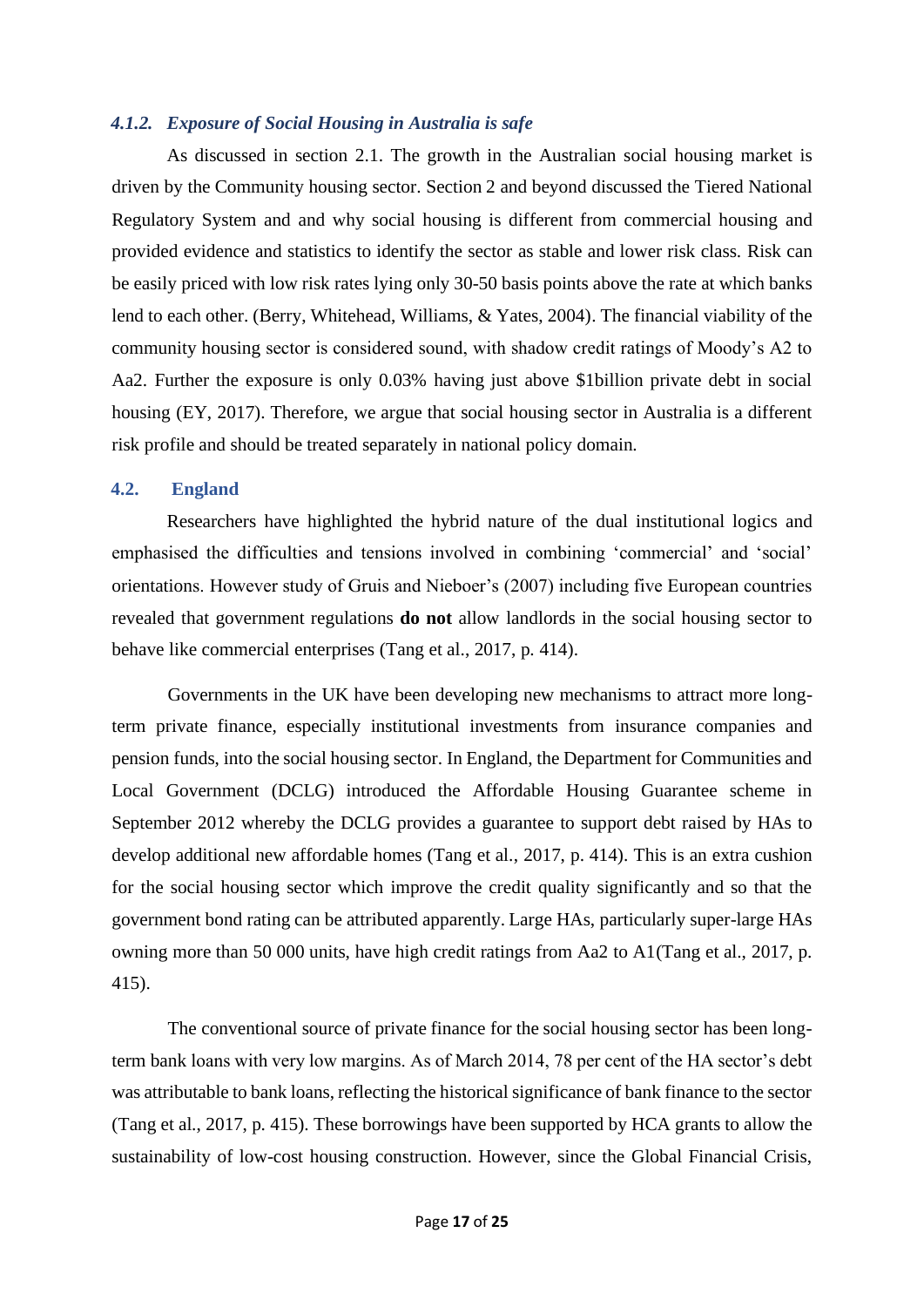### *4.1.2. Exposure of Social Housing in Australia is safe*

As discussed in section 2.1. The growth in the Australian social housing market is driven by the Community housing sector. Section 2 and beyond discussed the Tiered National Regulatory System and and why social housing is different from commercial housing and provided evidence and statistics to identify the sector as stable and lower risk class. Risk can be easily priced with low risk rates lying only 30-50 basis points above the rate at which banks lend to each other. (Berry, Whitehead, Williams, & Yates, 2004). The financial viability of the community housing sector is considered sound, with shadow credit ratings of Moody's A2 to Aa2. Further the exposure is only 0.03% having just above $1billion private debt in social housing (EY, 2017). Therefore, we argue that social housing sector in Australia is a different risk profile and should be treated separately in national policy domain.

## 4.2. England

Researchers have highlighted the hybrid nature of the dual institutional logics and emphasised the difficulties and tensions involved in combining 'commercial' and 'social' orientations. However study of Gruis and Nieboer's (2007) including five European countries revealed that government regulations **do not** allow landlords in the social housing sector to behave like commercial enterprises (Tang et al., 2017, p. 414).

Governments in the UK have been developing new mechanisms to attract more long-term private finance, especially institutional investments from insurance companies and pension funds, into the social housing sector. In England, the Department for Communities and Local Government (DCLG) introduced the Affordable Housing Guarantee scheme in September 2012 whereby the DCLG provides a guarantee to support debt raised by HAs to develop additional new affordable homes (Tang et al., 2017, p. 414). This is an extra cushion for the social housing sector which improve the credit quality significantly and so that the government bond rating can be attributed apparently. Large HAs, particularly super-large HAs owning more than 50 000 units, have high credit ratings from Aa2 to A1(Tang et al., 2017, p. 415).

The conventional source of private finance for the social housing sector has been long-term bank loans with very low margins. As of March 2014, 78 per cent of the HA sector's debt was attributable to bank loans, reflecting the historical significance of bank finance to the sector (Tang et al., 2017, p. 415). These borrowings have been supported by HCA grants to allow the sustainability of low-cost housing construction. However, since the Global Financial Crisis,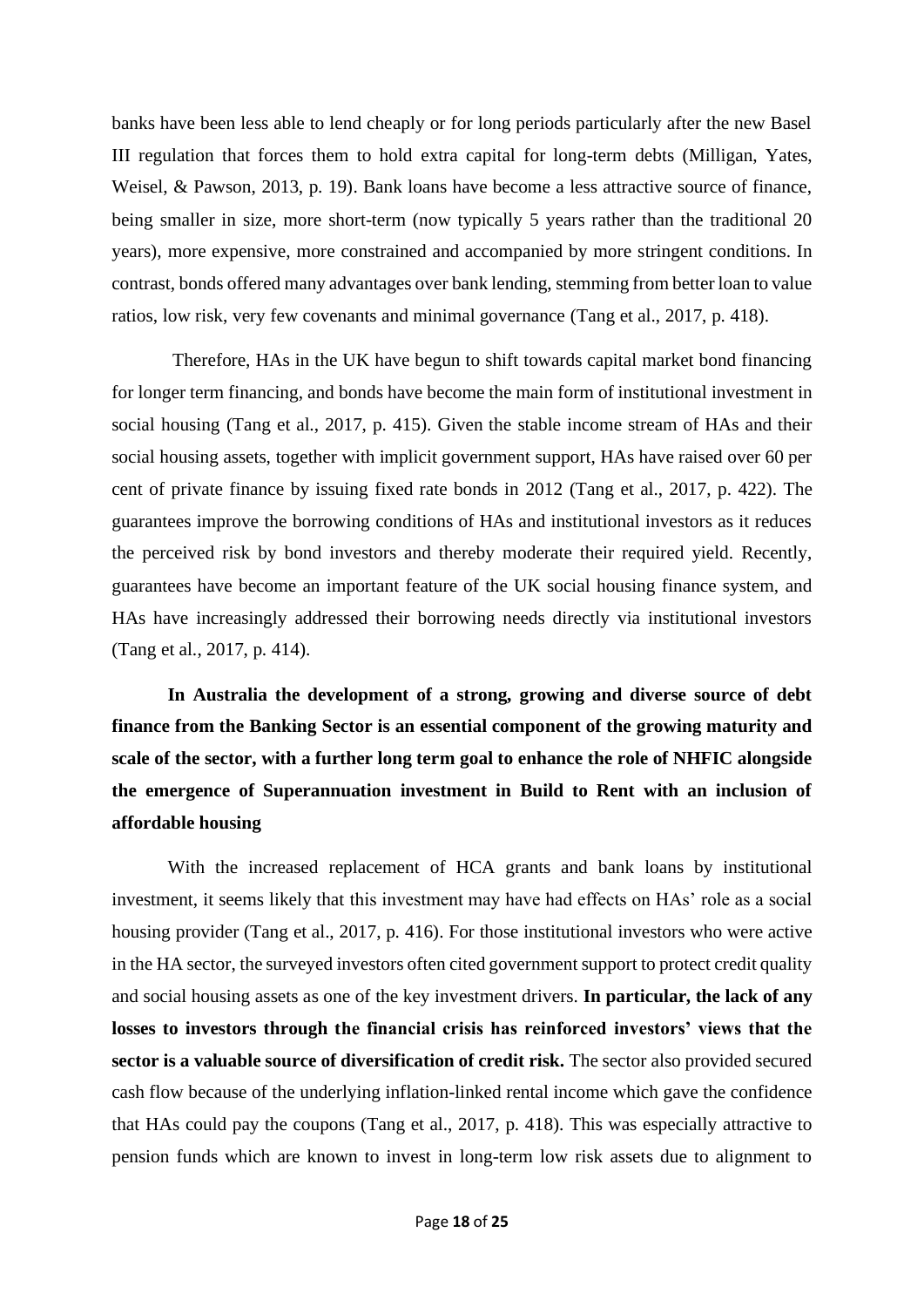banks have been less able to lend cheaply or for long periods particularly after the new Basel III regulation that forces them to hold extra capital for long-term debts (Milligan, Yates, Weisel, & Pawson, 2013, p. 19). Bank loans have become a less attractive source of finance, being smaller in size, more short-term (now typically 5 years rather than the traditional 20 years), more expensive, more constrained and accompanied by more stringent conditions. In contrast, bonds offered many advantages over bank lending, stemming from better loan to value ratios, low risk, very few covenants and minimal governance (Tang et al., 2017, p. 418).

Therefore, HAs in the UK have begun to shift towards capital market bond financing for longer term financing, and bonds have become the main form of institutional investment in social housing (Tang et al., 2017, p. 415). Given the stable income stream of HAs and their social housing assets, together with implicit government support, HAs have raised over 60 per cent of private finance by issuing fixed rate bonds in 2012 (Tang et al., 2017, p. 422). The guarantees improve the borrowing conditions of HAs and institutional investors as it reduces the perceived risk by bond investors and thereby moderate their required yield. Recently, guarantees have become an important feature of the UK social housing finance system, and HAs have increasingly addressed their borrowing needs directly via institutional investors (Tang et al., 2017, p. 414).

**In Australia the development of a strong, growing and diverse source of debt finance from the Banking Sector is an essential component of the growing maturity and scale of the sector, with a further long term goal to enhance the role of NHFIC alongside the emergence of Superannuation investment in Build to Rent with an inclusion of affordable housing**

With the increased replacement of HCA grants and bank loans by institutional investment, it seems likely that this investment may have had effects on HAs' role as a social housing provider (Tang et al., 2017, p. 416). For those institutional investors who were active in the HA sector, the surveyed investors often cited government support to protect credit quality and social housing assets as one of the key investment drivers. **In particular, the lack of any losses to investors through the financial crisis has reinforced investors' views that the sector is a valuable source of diversification of credit risk.** The sector also provided secured cash flow because of the underlying inflation-linked rental income which gave the confidence that HAs could pay the coupons (Tang et al., 2017, p. 418). This was especially attractive to pension funds which are known to invest in long-term low risk assets due to alignment to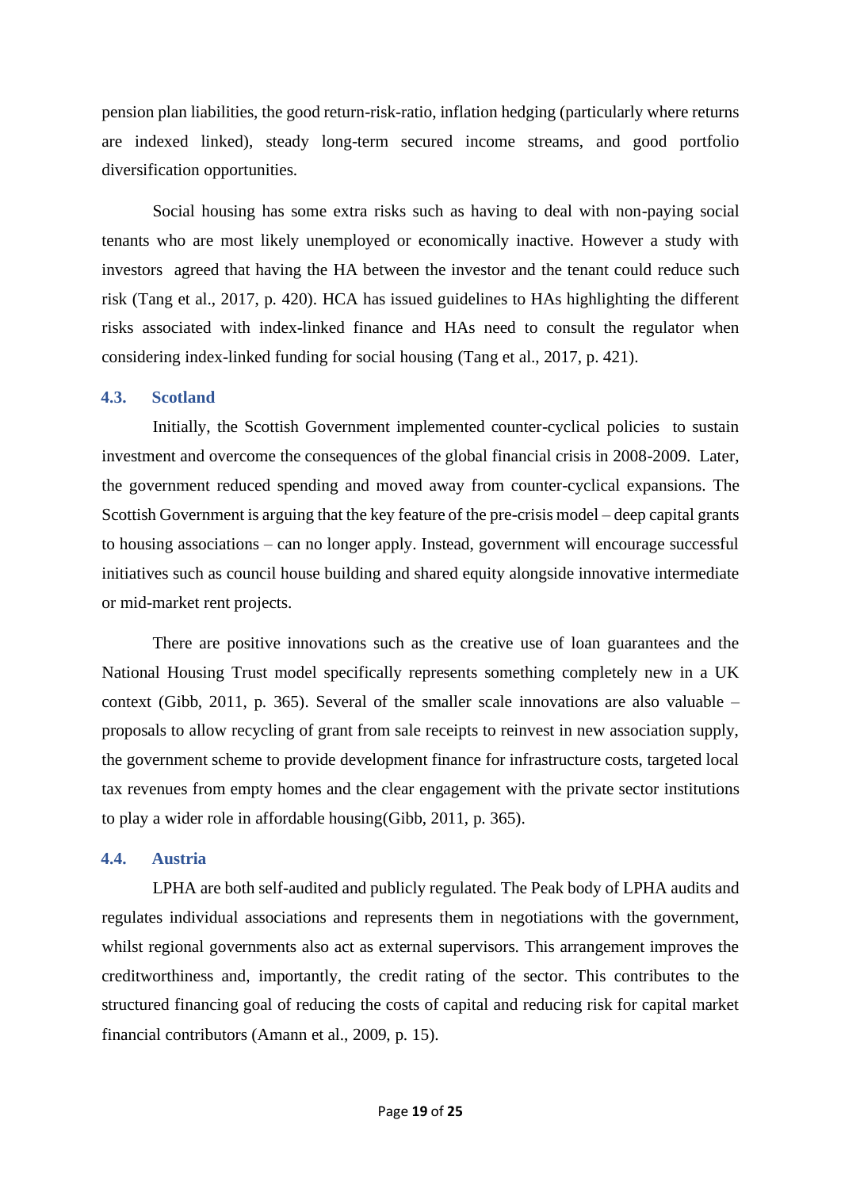pension plan liabilities, the good return-risk-ratio, inflation hedging (particularly where returns are indexed linked), steady long-term secured income streams, and good portfolio diversification opportunities.

Social housing has some extra risks such as having to deal with non-paying social tenants who are most likely unemployed or economically inactive. However a study with investors agreed that having the HA between the investor and the tenant could reduce such risk (Tang et al., 2017, p. 420). HCA has issued guidelines to HAs highlighting the different risks associated with index-linked finance and HAs need to consult the regulator when considering index-linked funding for social housing (Tang et al., 2017, p. 421).

### 4.3. Scotland

Initially, the Scottish Government implemented counter-cyclical policies to sustain investment and overcome the consequences of the global financial crisis in 2008-2009. Later, the government reduced spending and moved away from counter-cyclical expansions. The Scottish Government is arguing that the key feature of the pre-crisis model – deep capital grants to housing associations – can no longer apply. Instead, government will encourage successful initiatives such as council house building and shared equity alongside innovative intermediate or mid-market rent projects.

There are positive innovations such as the creative use of loan guarantees and the National Housing Trust model specifically represents something completely new in a UK context (Gibb, 2011, p. 365). Several of the smaller scale innovations are also valuable – proposals to allow recycling of grant from sale receipts to reinvest in new association supply, the government scheme to provide development finance for infrastructure costs, targeted local tax revenues from empty homes and the clear engagement with the private sector institutions to play a wider role in affordable housing(Gibb, 2011, p. 365).

### 4.4. Austria

LPHA are both self-audited and publicly regulated. The Peak body of LPHA audits and regulates individual associations and represents them in negotiations with the government, whilst regional governments also act as external supervisors. This arrangement improves the creditworthiness and, importantly, the credit rating of the sector. This contributes to the structured financing goal of reducing the costs of capital and reducing risk for capital market financial contributors (Amann et al., 2009, p. 15).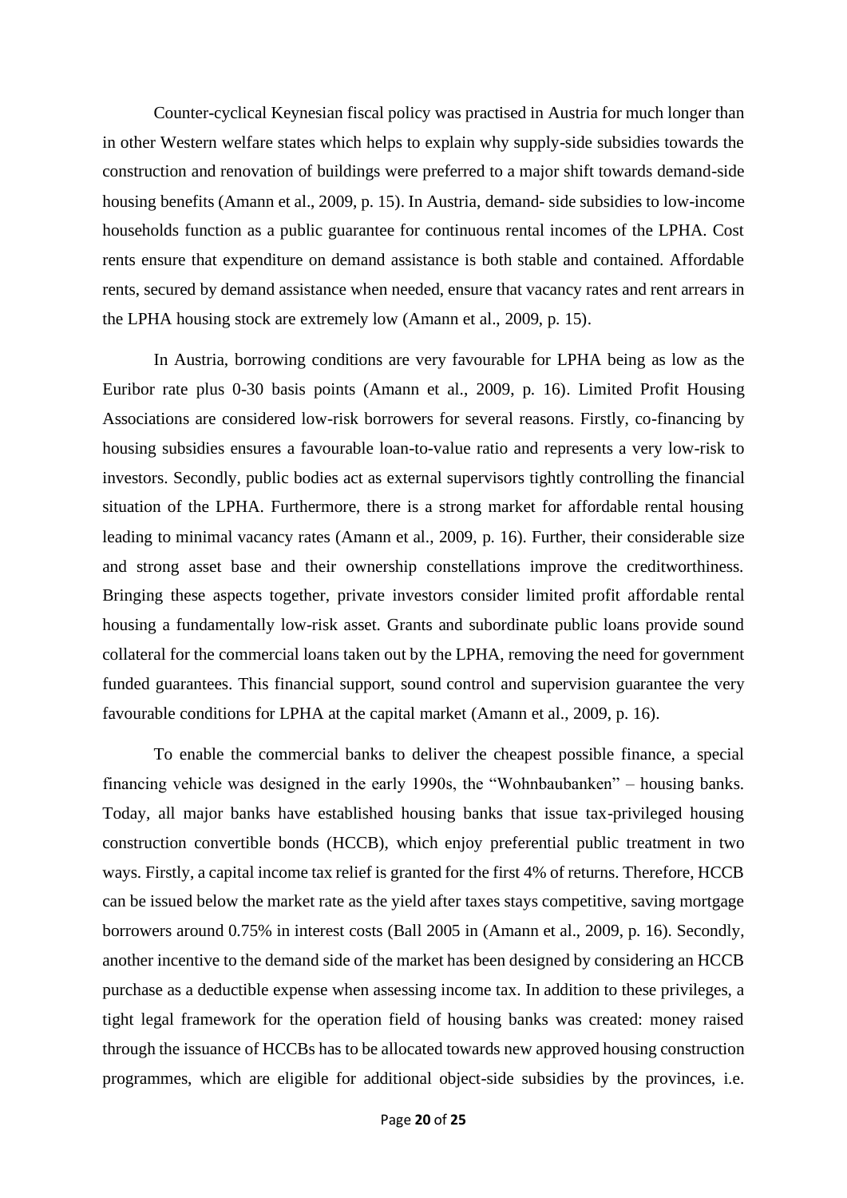Counter-cyclical Keynesian fiscal policy was practised in Austria for much longer than in other Western welfare states which helps to explain why supply-side subsidies towards the construction and renovation of buildings were preferred to a major shift towards demand-side housing benefits (Amann et al., 2009, p. 15). In Austria, demand- side subsidies to low-income households function as a public guarantee for continuous rental incomes of the LPHA. Cost rents ensure that expenditure on demand assistance is both stable and contained. Affordable rents, secured by demand assistance when needed, ensure that vacancy rates and rent arrears in the LPHA housing stock are extremely low (Amann et al., 2009, p. 15).

In Austria, borrowing conditions are very favourable for LPHA being as low as the Euribor rate plus 0-30 basis points (Amann et al., 2009, p. 16). Limited Profit Housing Associations are considered low-risk borrowers for several reasons. Firstly, co-financing by housing subsidies ensures a favourable loan-to-value ratio and represents a very low-risk to investors. Secondly, public bodies act as external supervisors tightly controlling the financial situation of the LPHA. Furthermore, there is a strong market for affordable rental housing leading to minimal vacancy rates (Amann et al., 2009, p. 16). Further, their considerable size and strong asset base and their ownership constellations improve the creditworthiness. Bringing these aspects together, private investors consider limited profit affordable rental housing a fundamentally low-risk asset. Grants and subordinate public loans provide sound collateral for the commercial loans taken out by the LPHA, removing the need for government funded guarantees. This financial support, sound control and supervision guarantee the very favourable conditions for LPHA at the capital market (Amann et al., 2009, p. 16).

To enable the commercial banks to deliver the cheapest possible finance, a special financing vehicle was designed in the early 1990s, the "Wohnbaubanken" – housing banks. Today, all major banks have established housing banks that issue tax-privileged housing construction convertible bonds (HCCB), which enjoy preferential public treatment in two ways. Firstly, a capital income tax relief is granted for the first 4% of returns. Therefore, HCCB can be issued below the market rate as the yield after taxes stays competitive, saving mortgage borrowers around 0.75% in interest costs (Ball 2005 in (Amann et al., 2009, p. 16). Secondly, another incentive to the demand side of the market has been designed by considering an HCCB purchase as a deductible expense when assessing income tax. In addition to these privileges, a tight legal framework for the operation field of housing banks was created: money raised through the issuance of HCCBs has to be allocated towards new approved housing construction programmes, which are eligible for additional object-side subsidies by the provinces, i.e.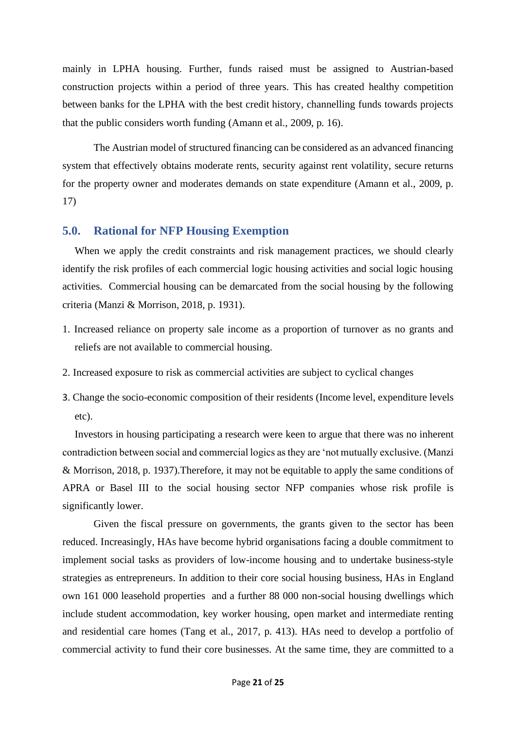mainly in LPHA housing. Further, funds raised must be assigned to Austrian-based construction projects within a period of three years. This has created healthy competition between banks for the LPHA with the best credit history, channelling funds towards projects that the public considers worth funding (Amann et al., 2009, p. 16).

The Austrian model of structured financing can be considered as an advanced financing system that effectively obtains moderate rents, security against rent volatility, secure returns for the property owner and moderates demands on state expenditure (Amann et al., 2009, p. 17)

## 5.0. Rational for NFP Housing Exemption

When we apply the credit constraints and risk management practices, we should clearly identify the risk profiles of each commercial logic housing activities and social logic housing activities. Commercial housing can be demarcated from the social housing by the following criteria (Manzi & Morrison, 2018, p. 1931).

1. Increased reliance on property sale income as a proportion of turnover as no grants and reliefs are not available to commercial housing.
2. Increased exposure to risk as commercial activities are subject to cyclical changes
3. Change the socio-economic composition of their residents (Income level, expenditure levels etc).

Investors in housing participating a research were keen to argue that there was no inherent contradiction between social and commercial logics as they are 'not mutually exclusive. (Manzi & Morrison, 2018, p. 1937).Therefore, it may not be equitable to apply the same conditions of APRA or Basel III to the social housing sector NFP companies whose risk profile is significantly lower.

Given the fiscal pressure on governments, the grants given to the sector has been reduced. Increasingly, HAs have become hybrid organisations facing a double commitment to implement social tasks as providers of low-income housing and to undertake business-style strategies as entrepreneurs. In addition to their core social housing business, HAs in England own 161 000 leasehold properties and a further 88 000 non-social housing dwellings which include student accommodation, key worker housing, open market and intermediate renting and residential care homes (Tang et al., 2017, p. 413). HAs need to develop a portfolio of commercial activity to fund their core businesses. At the same time, they are committed to a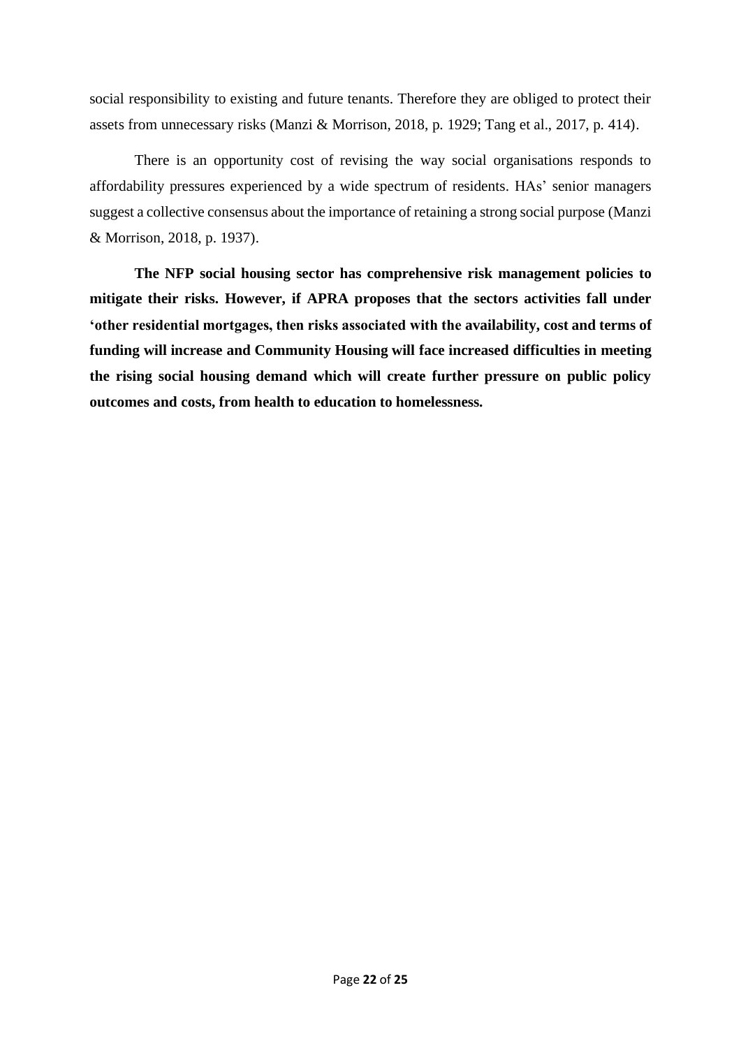social responsibility to existing and future tenants. Therefore they are obliged to protect their assets from unnecessary risks (Manzi & Morrison, 2018, p. 1929; Tang et al., 2017, p. 414).

There is an opportunity cost of revising the way social organisations responds to affordability pressures experienced by a wide spectrum of residents. HAs' senior managers suggest a collective consensus about the importance of retaining a strong social purpose (Manzi & Morrison, 2018, p. 1937).

**The NFP social housing sector has comprehensive risk management policies to mitigate their risks. However, if APRA proposes that the sectors activities fall under 'other residential mortgages, then risks associated with the availability, cost and terms of funding will increase and Community Housing will face increased difficulties in meeting the rising social housing demand which will create further pressure on public policy outcomes and costs, from health to education to homelessness.**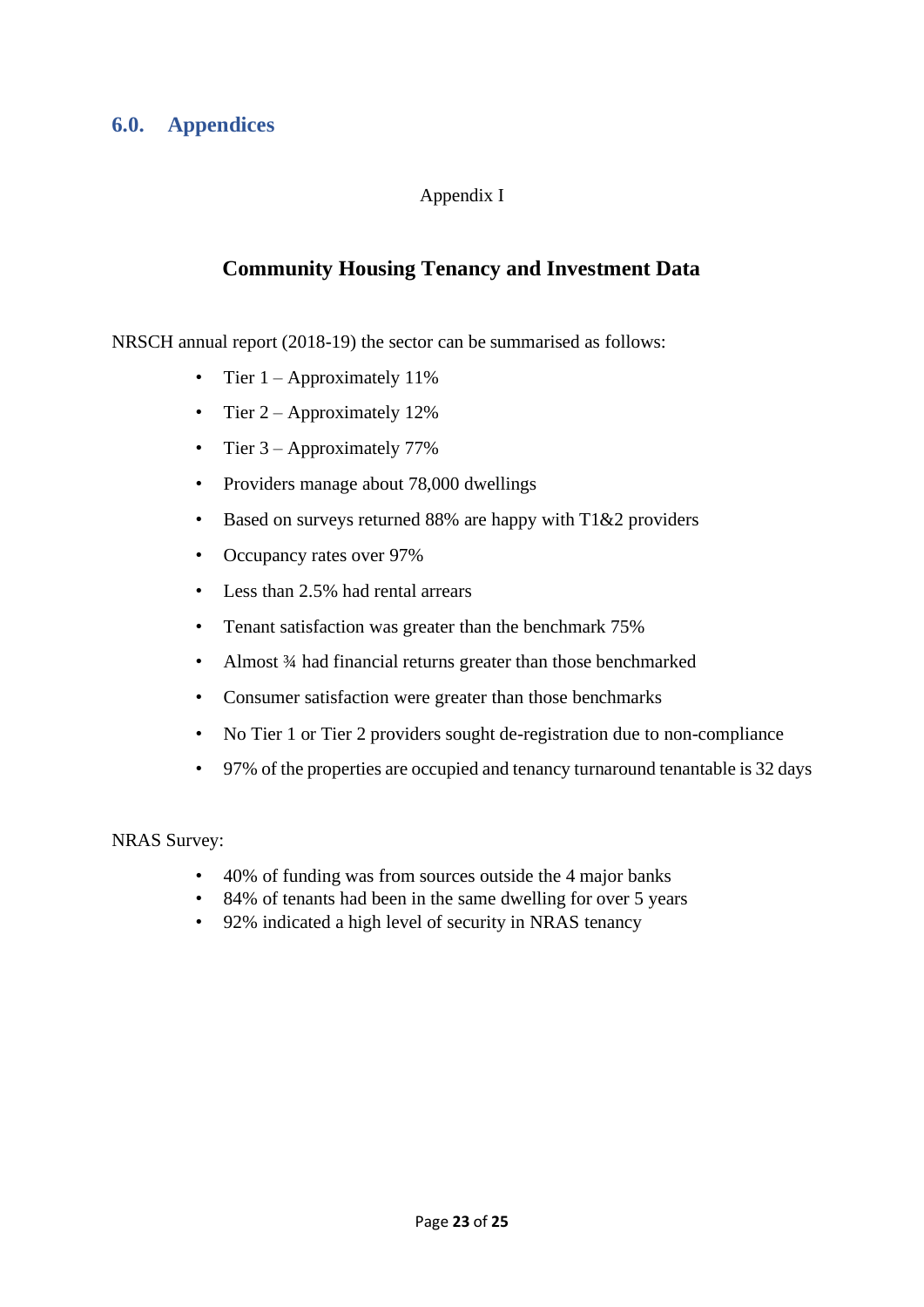## 6.0. Appendices

Appendix I

### Community Housing Tenancy and Investment Data

NRSCH annual report (2018-19) the sector can be summarised as follows:

- Tier 1 – Approximately 11%
- Tier 2 – Approximately 12%
- Tier 3 – Approximately 77%
- Providers manage about 78,000 dwellings
- Based on surveys returned 88% are happy with T1&2 providers
- Occupancy rates over 97%
- Less than 2.5% had rental arrears
- Tenant satisfaction was greater than the benchmark 75%
- Almost ¾ had financial returns greater than those benchmarked
- Consumer satisfaction were greater than those benchmarks
- No Tier 1 or Tier 2 providers sought de-registration due to non-compliance
- 97% of the properties are occupied and tenancy turnaround tenantable is 32 days

NRAS Survey:

- 40% of funding was from sources outside the 4 major banks
- 84% of tenants had been in the same dwelling for over 5 years
- 92% indicated a high level of security in NRAS tenancy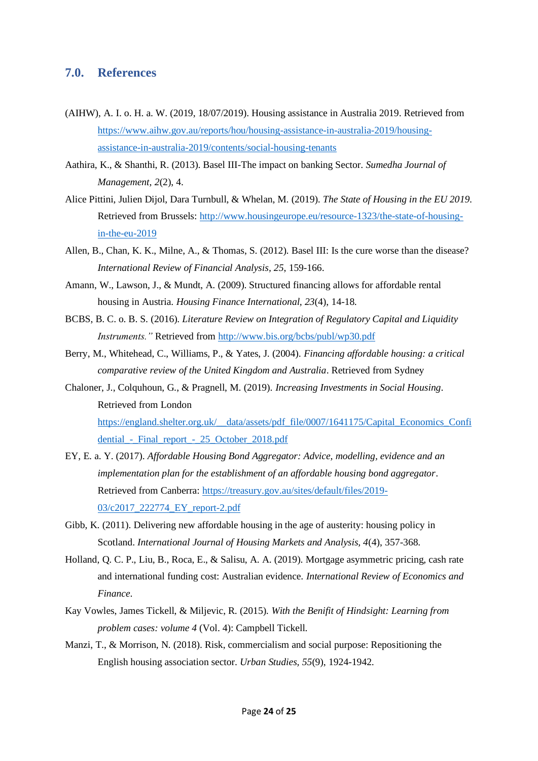## 7.0. References

(AIHW), A. I. o. H. a. W. (2019, 18/07/2019). Housing assistance in Australia 2019. Retrieved from https://www.aihw.gov.au/reports/hou/housing-assistance-in-australia-2019/housing-assistance-in-australia-2019/contents/social-housing-tenants

Aathira, K., & Shanthi, R. (2013). Basel III-The impact on banking Sector. *Sumedha Journal of Management, 2*(2), 4.

Alice Pittini, Julien Dijol, Dara Turnbull, & Whelan, M. (2019). *The State of Housing in the EU 2019*. Retrieved from Brussels: http://www.housingeurope.eu/resource-1323/the-state-of-housing-in-the-eu-2019

Allen, B., Chan, K. K., Milne, A., & Thomas, S. (2012). Basel III: Is the cure worse than the disease? *International Review of Financial Analysis, 25*, 159-166.

Amann, W., Lawson, J., & Mundt, A. (2009). Structured financing allows for affordable rental housing in Austria. *Housing Finance International, 23*(4), 14-18.

BCBS, B. C. o. B. S. (2016). *Literature Review on Integration of Regulatory Capital and Liquidity Instruments."* Retrieved from http://www.bis.org/bcbs/publ/wp30.pdf

Berry, M., Whitehead, C., Williams, P., & Yates, J. (2004). *Financing affordable housing: a critical comparative review of the United Kingdom and Australia*. Retrieved from Sydney

Chaloner, J., Colquhoun, G., & Pragnell, M. (2019). *Increasing Investments in Social Housing*. Retrieved from London https://england.shelter.org.uk/__data/assets/pdf_file/0007/1641175/Capital_Economics_Confidential_-_Final_report_-_25_October_2018.pdf

EY, E. a. Y. (2017). *Affordable Housing Bond Aggregator: Advice, modelling, evidence and an implementation plan for the establishment of an affordable housing bond aggregator*. Retrieved from Canberra: https://treasury.gov.au/sites/default/files/2019-03/c2017_222774_EY_report-2.pdf

Gibb, K. (2011). Delivering new affordable housing in the age of austerity: housing policy in Scotland. *International Journal of Housing Markets and Analysis, 4*(4), 357-368.

Holland, Q. C. P., Liu, B., Roca, E., & Salisu, A. A. (2019). Mortgage asymmetric pricing, cash rate and international funding cost: Australian evidence. *International Review of Economics and Finance*.

Kay Vowles, James Tickell, & Miljevic, R. (2015). *With the Benifit of Hindsight: Learning from problem cases: volume 4* (Vol. 4): Campbell Tickell.

Manzi, T., & Morrison, N. (2018). Risk, commercialism and social purpose: Repositioning the English housing association sector. *Urban Studies, 55*(9), 1924-1942.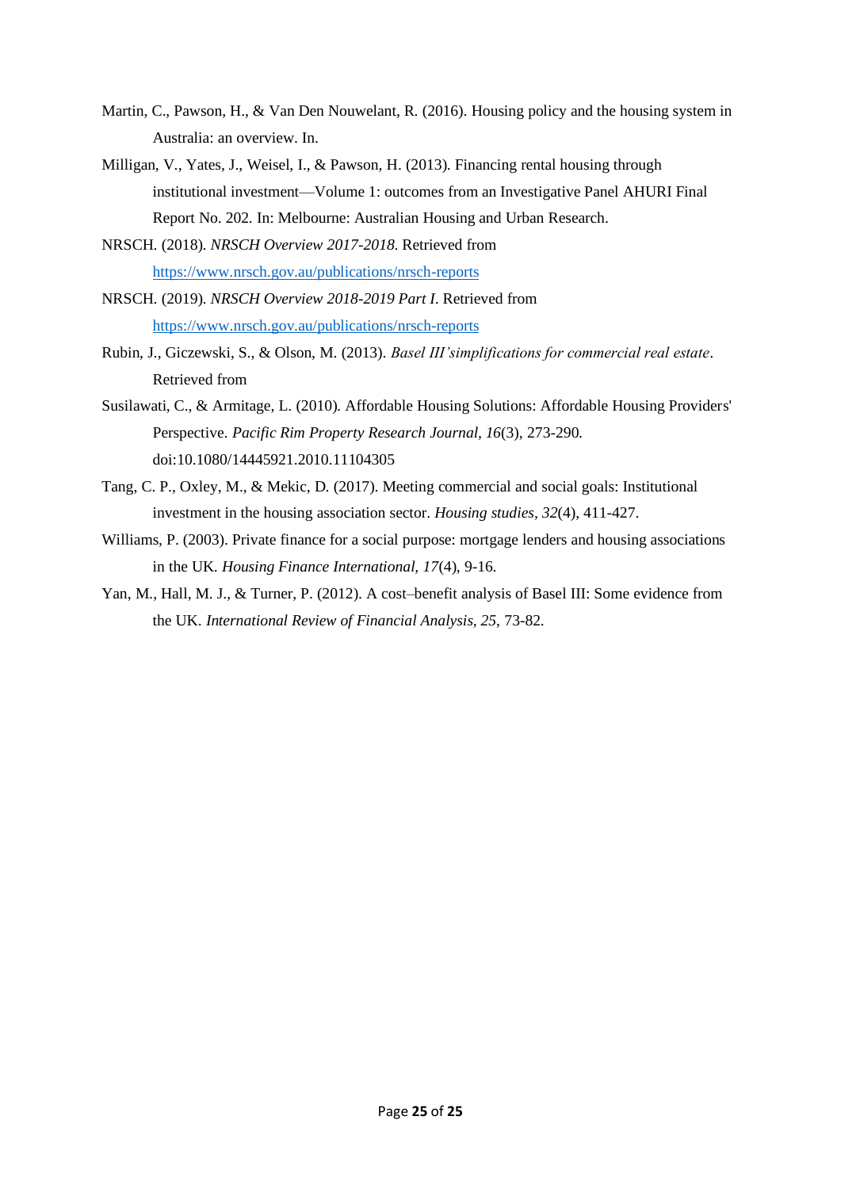Martin, C., Pawson, H., & Van Den Nouwelant, R. (2016). Housing policy and the housing system in Australia: an overview. In.

Milligan, V., Yates, J., Weisel, I., & Pawson, H. (2013). Financing rental housing through institutional investment—Volume 1: outcomes from an Investigative Panel AHURI Final Report No. 202. In: Melbourne: Australian Housing and Urban Research.

NRSCH. (2018). *NRSCH Overview 2017-2018*. Retrieved from https://www.nrsch.gov.au/publications/nrsch-reports

NRSCH. (2019). *NRSCH Overview 2018-2019 Part I*. Retrieved from https://www.nrsch.gov.au/publications/nrsch-reports

Rubin, J., Giczewski, S., & Olson, M. (2013). *Basel III'simplifications for commercial real estate*. Retrieved from

Susilawati, C., & Armitage, L. (2010). Affordable Housing Solutions: Affordable Housing Providers' Perspective. *Pacific Rim Property Research Journal, 16*(3), 273-290. doi:10.1080/14445921.2010.11104305

Tang, C. P., Oxley, M., & Mekic, D. (2017). Meeting commercial and social goals: Institutional investment in the housing association sector. *Housing studies, 32*(4), 411-427.

Williams, P. (2003). Private finance for a social purpose: mortgage lenders and housing associations in the UK. *Housing Finance International, 17*(4), 9-16.

Yan, M., Hall, M. J., & Turner, P. (2012). A cost–benefit analysis of Basel III: Some evidence from the UK. *International Review of Financial Analysis, 25*, 73-82.